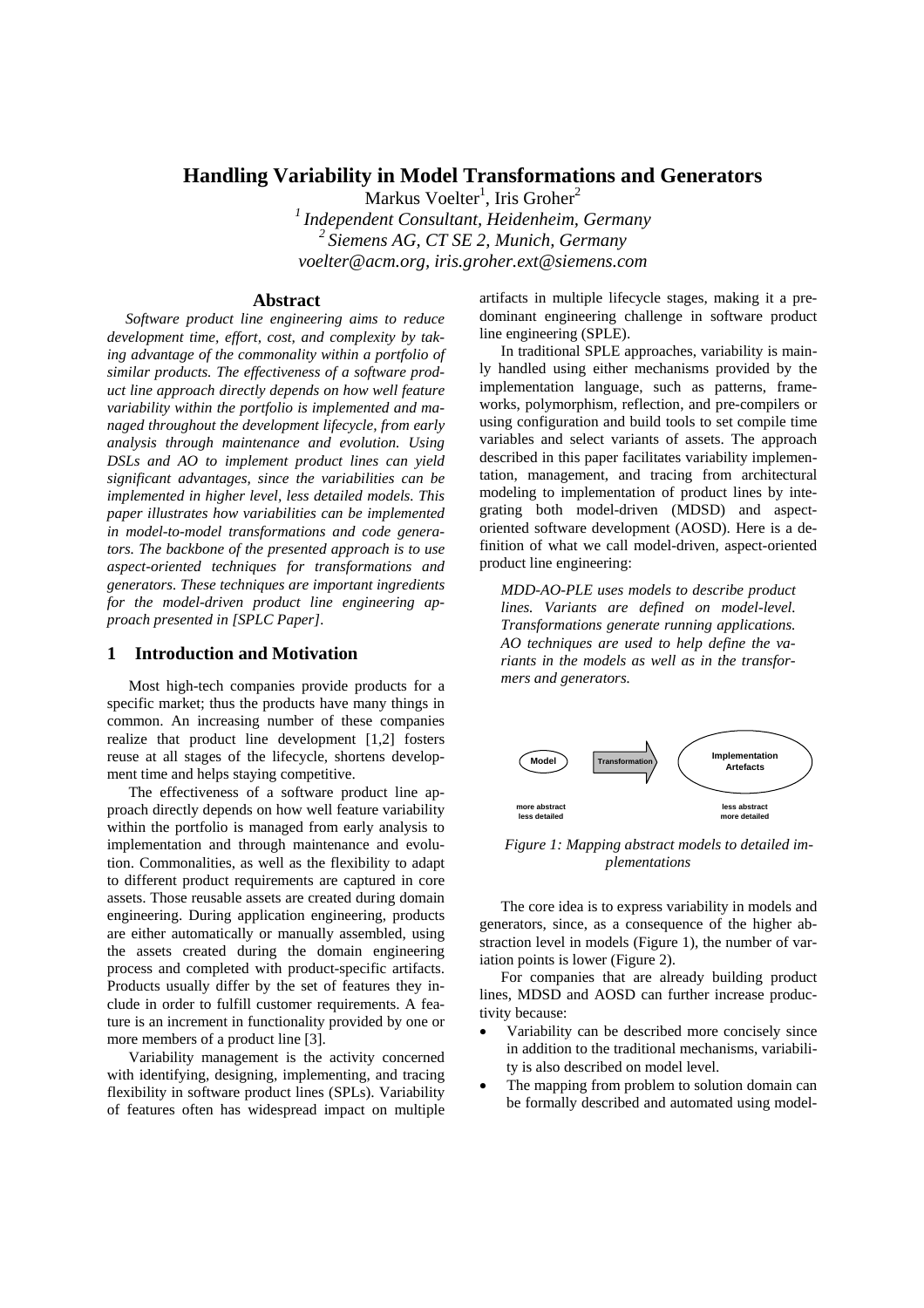# Handling Variability in Model Transformations and Generators

Markus Voelter[1], Iris Groher[2]

[1] *Independent Consultant, Heidenheim, Germany*

[2] *Siemens AG, CT SE 2, Munich, Germany*

*voelter@acm.org, iris.groher.ext@siemens.com*

## Abstract

*Software product line engineering aims to reduce development time, effort, cost, and complexity by taking advantage of the commonality within a portfolio of similar products. The effectiveness of a software product line approach directly depends on how well feature variability within the portfolio is implemented and managed throughout the development lifecycle, from early analysis through maintenance and evolution. Using DSLs and AO to implement product lines can yield significant advantages, since the variabilities can be implemented in higher level, less detailed models. This paper illustrates how variabilities can be implemented in model-to-model transformations and code generators. The backbone of the presented approach is to use aspect-oriented techniques for transformations and generators. These techniques are important ingredients for the model-driven product line engineering approach presented in [SPLC Paper].*

## 1 Introduction and Motivation

Most high-tech companies provide products for a specific market; thus the products have many things in common. An increasing number of these companies realize that product line development [1,2] fosters reuse at all stages of the lifecycle, shortens development time and helps staying competitive.

The effectiveness of a software product line approach directly depends on how well feature variability within the portfolio is managed from early analysis to implementation and through maintenance and evolution. Commonalities, as well as the flexibility to adapt to different product requirements are captured in core assets. Those reusable assets are created during domain engineering. During application engineering, products are either automatically or manually assembled, using the assets created during the domain engineering process and completed with product-specific artifacts. Products usually differ by the set of features they include in order to fulfill customer requirements. A feature is an increment in functionality provided by one or more members of a product line [3].

Variability management is the activity concerned with identifying, designing, implementing, and tracing flexibility in software product lines (SPLs). Variability of features often has widespread impact on multiple artifacts in multiple lifecycle stages, making it a predominant engineering challenge in software product line engineering (SPLE).

In traditional SPLE approaches, variability is mainly handled using either mechanisms provided by the implementation language, such as patterns, frameworks, polymorphism, reflection, and pre-compilers or using configuration and build tools to set compile time variables and select variants of assets. The approach described in this paper facilitates variability implementation, management, and tracing from architectural modeling to implementation of product lines by integrating both model-driven (MDSD) and aspect-oriented software development (AOSD). Here is a definition of what we call model-driven, aspect-oriented product line engineering:

> *MDD-AO-PLE uses models to describe product lines. Variants are defined on model-level. Transformations generate running applications. AO techniques are used to help define the variants in the models as well as in the transformers and generators.*

Model

Transformation

Implementation Artefacts

more abstract
less detailed

less abstract
more detailed

*Figure 1: Mapping abstract models to detailed implementations*

The core idea is to express variability in models and generators, since, as a consequence of the higher abstraction level in models (Figure 1), the number of variation points is lower (Figure 2).

For companies that are already building product lines, MDSD and AOSD can further increase productivity because:

- Variability can be described more concisely since in addition to the traditional mechanisms, variability is also described on model level.
- The mapping from problem to solution domain can be formally described and automated using model-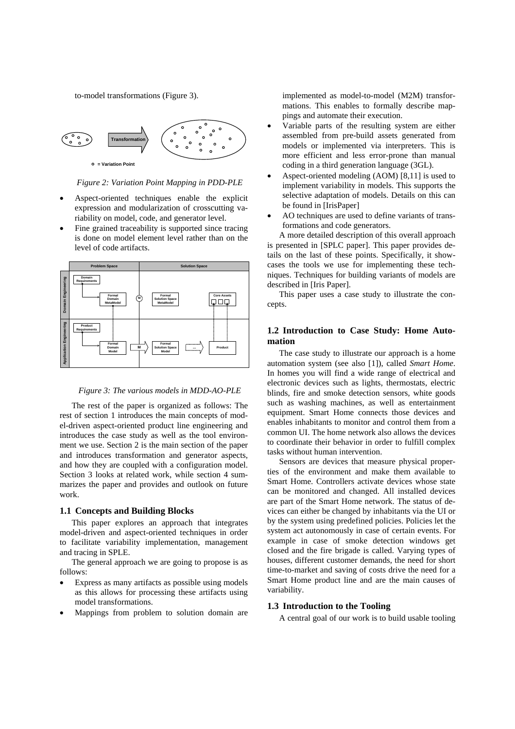to-model transformations (Figure 3).

*Figure 2: Variation Point Mapping in PDD-PLE*

- Aspect-oriented techniques enable the explicit expression and modularization of crosscutting variability on model, code, and generator level.
- Fine grained traceability is supported since tracing is done on model element level rather than on the level of code artifacts.

*Figure 3: The various models in MDD-AO-PLE*

The rest of the paper is organized as follows: The rest of section 1 introduces the main concepts of model-driven aspect-oriented product line engineering and introduces the case study as well as the tool environment we use. Section 2 is the main section of the paper and introduces transformation and generator aspects, and how they are coupled with a configuration model. Section 3 looks at related work, while section 4 summarizes the paper and provides and outlook on future work.

### 1.1 Concepts and Building Blocks

This paper explores an approach that integrates model-driven and aspect-oriented techniques in order to facilitate variability implementation, management and tracing in SPLE.

The general approach we are going to propose is as follows:

- Express as many artifacts as possible using models as this allows for processing these artifacts using model transformations.
- Mappings from problem to solution domain are implemented as model-to-model (M2M) transformations. This enables to formally describe mappings and automate their execution.
- Variable parts of the resulting system are either assembled from pre-build assets generated from models or implemented via interpreters. This is more efficient and less error-prone than manual coding in a third generation language (3GL).
- Aspect-oriented modeling (AOM) [8,11] is used to implement variability in models. This supports the selective adaptation of models. Details on this can be found in [IrisPaper]
- AO techniques are used to define variants of transformations and code generators.

A more detailed description of this overall approach is presented in [SPLC paper]. This paper provides details on the last of these points. Specifically, it showcases the tools we use for implementing these techniques. Techniques for building variants of models are described in [Iris Paper].

This paper uses a case study to illustrate the concepts.

### 1.2 Introduction to Case Study: Home Automation

The case study to illustrate our approach is a home automation system (see also [1]), called *Smart Home*. In homes you will find a wide range of electrical and electronic devices such as lights, thermostats, electric blinds, fire and smoke detection sensors, white goods such as washing machines, as well as entertainment equipment. Smart Home connects those devices and enables inhabitants to monitor and control them from a common UI. The home network also allows the devices to coordinate their behavior in order to fulfill complex tasks without human intervention.

Sensors are devices that measure physical properties of the environment and make them available to Smart Home. Controllers activate devices whose state can be monitored and changed. All installed devices are part of the Smart Home network. The status of devices can either be changed by inhabitants via the UI or by the system using predefined policies. Policies let the system act autonomously in case of certain events. For example in case of smoke detection windows get closed and the fire brigade is called. Varying types of houses, different customer demands, the need for short time-to-market and saving of costs drive the need for a Smart Home product line and are the main causes of variability.

### 1.3 Introduction to the Tooling

A central goal of our work is to build usable tooling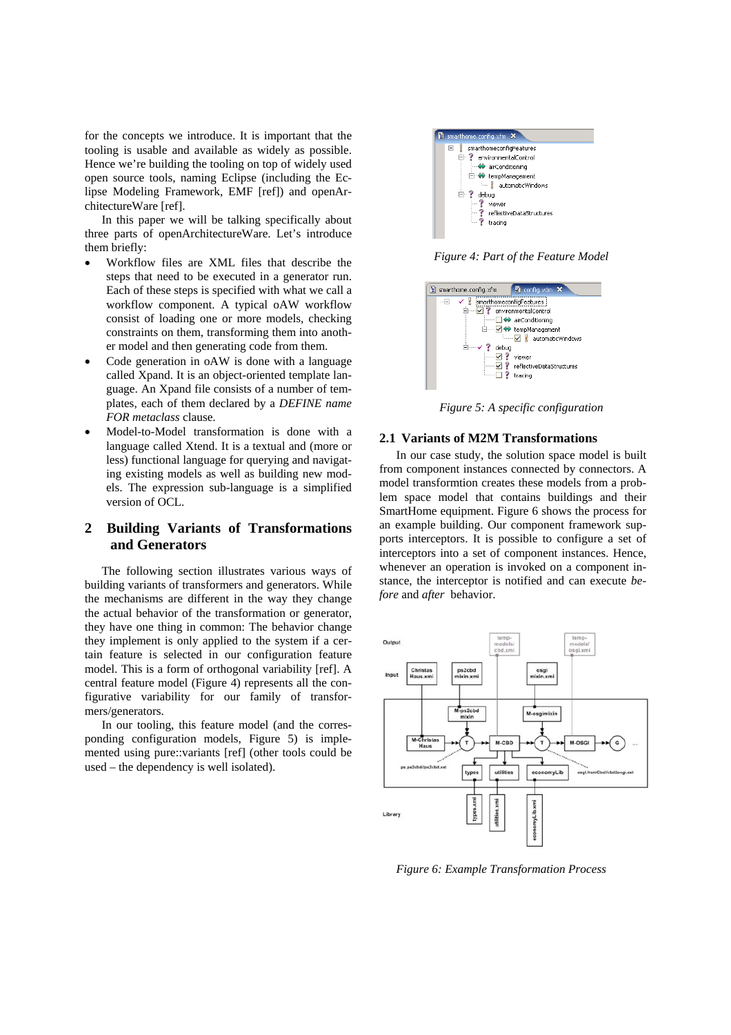for the concepts we introduce. It is important that the tooling is usable and available as widely as possible. Hence we're building the tooling on top of widely used open source tools, naming Eclipse (including the Eclipse Modeling Framework, EMF [ref]) and openArchitectureWare [ref].

In this paper we will be talking specifically about three parts of openArchitectureWare. Let's introduce them briefly:

- Workflow files are XML files that describe the steps that need to be executed in a generator run. Each of these steps is specified with what we call a workflow component. A typical oAW workflow consist of loading one or more models, checking constraints on them, transforming them into another model and then generating code from them.
- Code generation in oAW is done with a language called Xpand. It is an object-oriented template language. An Xpand file consists of a number of templates, each of them declared by a *DEFINE name FOR metaclass* clause.
- Model-to-Model transformation is done with a language called Xtend. It is a textual and (more or less) functional language for querying and navigating existing models as well as building new models. The expression sub-language is a simplified version of OCL.

## 2 Building Variants of Transformations and Generators

The following section illustrates various ways of building variants of transformers and generators. While the mechanisms are different in the way they change the actual behavior of the transformation or generator, they have one thing in common: The behavior change they implement is only applied to the system if a certain feature is selected in our configuration feature model. This is a form of orthogonal variability [ref]. A central feature model (Figure 4) represents all the configurative variability for our family of transformers/generators.

In our tooling, this feature model (and the corresponding configuration models, Figure 5) is implemented using pure::variants [ref] (other tools could be used – the dependency is well isolated).

*Figure 4: Part of the Feature Model*

*Figure 5: A specific configuration*

### 2.1 Variants of M2M Transformations

In our case study, the solution space model is built from component instances connected by connectors. A model transformtion creates these models from a problem space model that contains buildings and their SmartHome equipment. Figure 6 shows the process for an example building. Our component framework supports interceptors. It is possible to configure a set of interceptors into a set of component instances. Hence, whenever an operation is invoked on a component instance, the interceptor is notified and can execute *before* and *after* behavior.

*Figure 6: Example Transformation Process*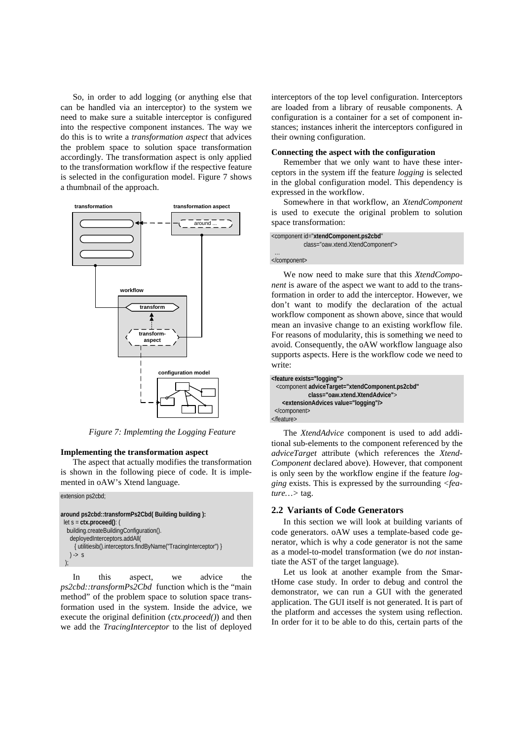So, in order to add logging (or anything else that can be handled via an interceptor) to the system we need to make sure a suitable interceptor is configured into the respective component instances. The way we do this is to write a *transformation aspect* that advices the problem space to solution space transformation accordingly. The transformation aspect is only applied to the transformation workflow if the respective feature is selected in the configuration model. Figure 7 shows a thumbnail of the approach.

*Figure 7: Implemting the Logging Feature*

### Implementing the transformation aspect

The aspect that actually modifies the transformation is shown in the following piece of code. It is implemented in oAW's Xtend language.

```
extension ps2cbd;

around ps2cbd::transformPs2Cbd( Building building ):
 let s = ctx.proceed(): (
  building.createBuildingConfiguration().
   deployedInterceptors.addAll(
     { utilitiesib().interceptors.findByName("TracingInterceptor") }
   ) -> s
 );
```

In this aspect, we advice the *ps2cbd::transformPs2Cbd* function which is the "main method" of the problem space to solution space transformation used in the system. Inside the advice, we execute the original definition (*ctx.proceed()*) and then we add the *TracingInterceptor* to the list of deployed interceptors of the top level configuration. Interceptors are loaded from a library of reusable components. A configuration is a container for a set of component instances; instances inherit the interceptors configured in their owning configuration.

### Connecting the aspect with the configuration

Remember that we only want to have these interceptors in the system iff the feature *logging* is selected in the global configuration model. This dependency is expressed in the workflow.

Somewhere in that workflow, an *XtendComponent* is used to execute the original problem to solution space transformation:

```
<component id="xtendComponent.ps2cbd"
           class="oaw.xtend.XtendComponent">
 ...
</component>
```

We now need to make sure that this *XtendComponent* is aware of the aspect we want to add to the transformation in order to add the interceptor. However, we don't want to modify the declaration of the actual workflow component as shown above, since that would mean an invasive change to an existing workflow file. For reasons of modularity, this is something we need to avoid. Consequently, the oAW workflow language also supports aspects. Here is the workflow code we need to write:

```
<feature exists="logging">
  <component adviceTarget="xtendComponent.ps2cbd"
             class="oaw.xtend.XtendAdvice">
    <extensionAdvices value="logging"/>
  </component>
</feature>
```

The *XtendAdvice* component is used to add additional sub-elements to the component referenced by the *adviceTarget* attribute (which references the *XtendComponent* declared above). However, that component is only seen by the workflow engine if the feature *logging* exists. This is expressed by the surrounding *<feature…>* tag.

## 2.2 Variants of Code Generators

In this section we will look at building variants of code generators. oAW uses a template-based code generator, which is why a code generator is not the same as a model-to-model transformation (we do *not* instantiate the AST of the target language).

Let us look at another example from the SmartHome case study. In order to debug and control the demonstrator, we can run a GUI with the generated application. The GUI itself is not generated. It is part of the platform and accesses the system using reflection. In order for it to be able to do this, certain parts of the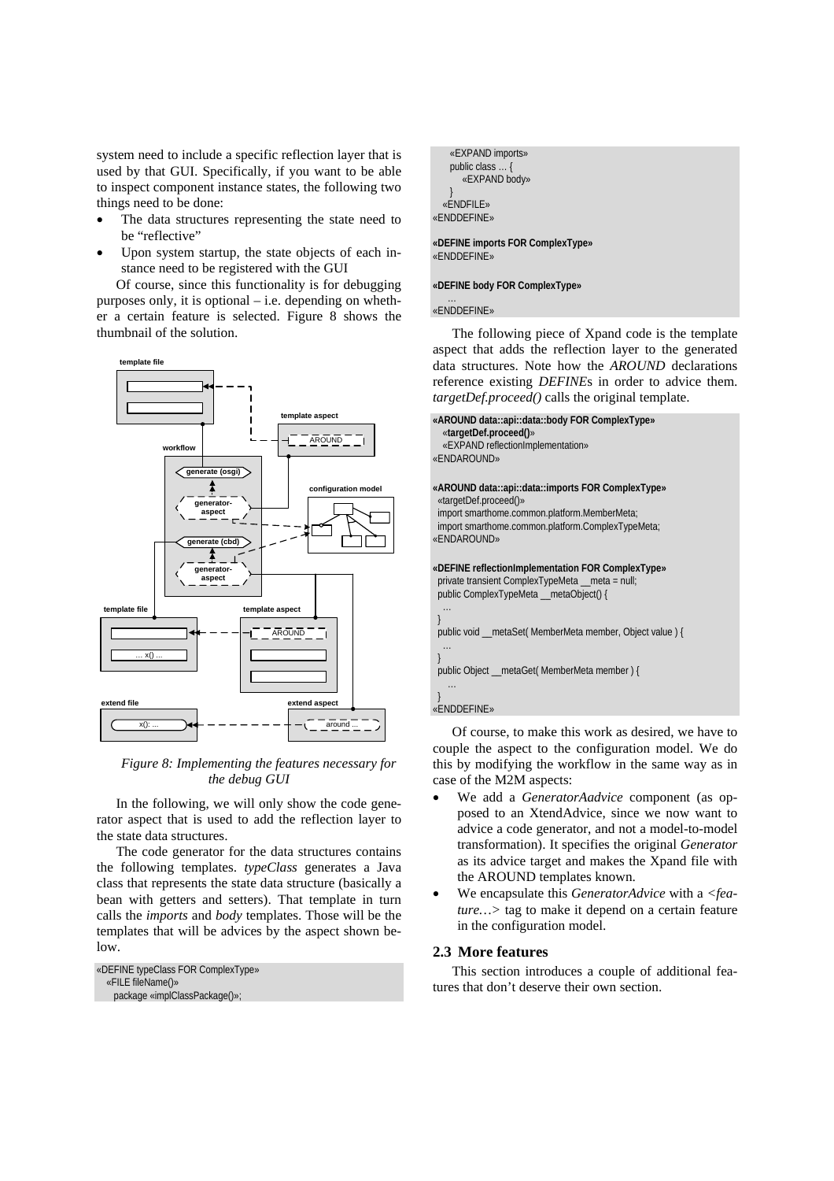system need to include a specific reflection layer that is used by that GUI. Specifically, if you want to be able to inspect component instance states, the following two things need to be done:

- The data structures representing the state need to be "reflective"
- Upon system startup, the state objects of each instance need to be registered with the GUI

Of course, since this functionality is for debugging purposes only, it is optional – i.e. depending on whether a certain feature is selected. Figure 8 shows the thumbnail of the solution.

*Figure 8: Implementing the features necessary for the debug GUI*

In the following, we will only show the code generator aspect that is used to add the reflection layer to the state data structures.

The code generator for the data structures contains the following templates. *typeClass* generates a Java class that represents the state data structure (basically a bean with getters and setters). That template in turn calls the *imports* and *body* templates. Those will be the templates that will be advices by the aspect shown below.

```
«DEFINE typeClass FOR ComplexType»
  «FILE fileName()»
    package «implClassPackage()»;
    «EXPAND imports»
    public class … {
        «EXPAND body»
    }
  «ENDFILE»
«ENDDEFINE»

«DEFINE imports FOR ComplexType»
«ENDDEFINE»

«DEFINE body FOR ComplexType»
  …
«ENDDEFINE»
```

The following piece of Xpand code is the template aspect that adds the reflection layer to the generated data structures. Note how the *AROUND* declarations reference existing *DEFINE*s in order to advice them. *targetDef.proceed()* calls the original template.

```
«AROUND data::api::data::body FOR ComplexType»
  «targetDef.proceed()»
  «EXPAND reflectionImplementation»
«ENDAROUND»

«AROUND data::api::data::imports FOR ComplexType»
  «targetDef.proceed()»
  import smarthome.common.platform.MemberMeta;
  import smarthome.common.platform.ComplexTypeMeta;
«ENDAROUND»

«DEFINE reflectionImplementation FOR ComplexType»
  private transient ComplexTypeMeta __meta = null;
  public ComplexTypeMeta __metaObject() {
    …
  }
  public void __metaSet( MemberMeta member, Object value ) {
    …
  }
  public Object __metaGet( MemberMeta member ) {
    …
  }
«ENDDEFINE»
```

Of course, to make this work as desired, we have to couple the aspect to the configuration model. We do this by modifying the workflow in the same way as in case of the M2M aspects:

- We add a *GeneratorAadvice* component (as opposed to an XtendAdvice, since we now want to advice a code generator, and not a model-to-model transformation). It specifies the original *Generator* as its advice target and makes the Xpand file with the AROUND templates known.
- We encapsulate this *GeneratorAdvice* with a *<feature…>* tag to make it depend on a certain feature in the configuration model.

## 2.3 More features

This section introduces a couple of additional features that don't deserve their own section.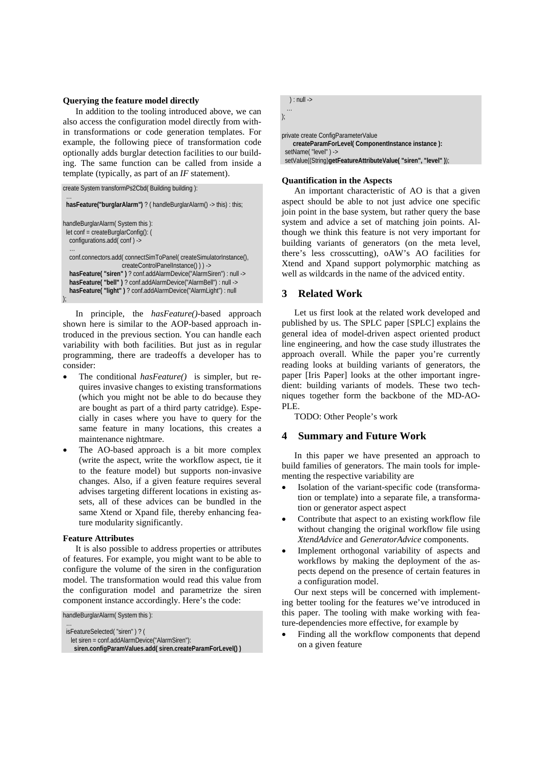**Querying the feature model directly**

In addition to the tooling introduced above, we can also access the configuration model directly from within transformations or code generation templates. For example, the following piece of transformation code optionally adds burglar detection facilities to our building. The same function can be called from inside a template (typically, as part of an *IF* statement).

```
create System transformPs2Cbd( Building building ):
  ...
  hasFeature("burglarAlarm") ? ( handleBurglarAlarm() -> this) : this;

handleBurglarAlarm( System this ):
  let conf = createBurglarConfig(): (
    configurations.add( conf ) ->
    ...
    conf.connectors.add( connectSimToPanel( createSimulatorInstance(),
                    createControlPanelInstance() ) ) ->
    hasFeature( "siren" ) ? conf.addAlarmDevice("AlarmSiren") : null ->
    hasFeature( "bell" ) ? conf.addAlarmDevice("AlarmBell") : null ->
    hasFeature( "light" ) ? conf.addAlarmDevice("AlarmLight") : null
);
```

In principle, the *hasFeature()*-based approach shown here is similar to the AOP-based approach introduced in the previous section. You can handle each variability with both facilities. But just as in regular programming, there are tradeoffs a developer has to consider:

- The conditional *hasFeature()* is simpler, but requires invasive changes to existing transformations (which you might not be able to do because they are bought as part of a third party catridge). Especially in cases where you have to query for the same feature in many locations, this creates a maintenance nightmare.
- The AO-based approach is a bit more complex (write the aspect, write the workflow aspect, tie it to the feature model) but supports non-invasive changes. Also, if a given feature requires several advises targeting different locations in existing assets, all of these advices can be bundled in the same Xtend or Xpand file, thereby enhancing feature modularity significantly.

**Feature Attributes**

It is also possible to address properties or attributes of features. For example, you might want to be able to configure the volume of the siren in the configuration model. The transformation would read this value from the configuration model and parametrize the siren component instance accordingly. Here's the code:

```
handleBurglarAlarm( System this ):
  ...
  isFeatureSelected( "siren" ) ? (
    let siren = conf.addAlarmDevice("AlarmSiren"):
      siren.configParamValues.add( siren.createParamForLevel() )
    ) : null ->
  ...
);

private create ConfigParameterValue
    createParamForLevel( ComponentInstance instance ):
  setName( "level" ) ->
  setValue((String)getFeatureAttributeValue( "siren", "level" ));
```

**Quantification in the Aspects**

An important characteristic of AO is that a given aspect should be able to not just advice one specific join point in the base system, but rather query the base system and advice a set of matching join points. Although we think this feature is not very important for building variants of generators (on the meta level, there's less crosscutting), oAW's AO facilities for Xtend and Xpand support polymorphic matching as well as wildcards in the name of the adviced entity.

## 3 Related Work

Let us first look at the related work developed and published by us. The SPLC paper [SPLC] explains the general idea of model-driven aspect oriented product line engineering, and how the case study illustrates the approach overall. While the paper you're currently reading looks at building variants of generators, the paper [Iris Paper] looks at the other important ingredient: building variants of models. These two techniques together form the backbone of the MD-AO-PLE.

TODO: Other People's work

## 4 Summary and Future Work

In this paper we have presented an approach to build families of generators. The main tools for implementing the respective variability are

- Isolation of the variant-specific code (transformation or template) into a separate file, a transformation or generator aspect aspect
- Contribute that aspect to an existing workflow file without changing the original workflow file using *XtendAdvice* and *GeneratorAdvice* components.
- Implement orthogonal variability of aspects and workflows by making the deployment of the aspects depend on the presence of certain features in a configuration model.

Our next steps will be concerned with implementing better tooling for the features we've introduced in this paper. The tooling with make working with feature-dependencies more effective, for example by

- Finding all the workflow components that depend on a given feature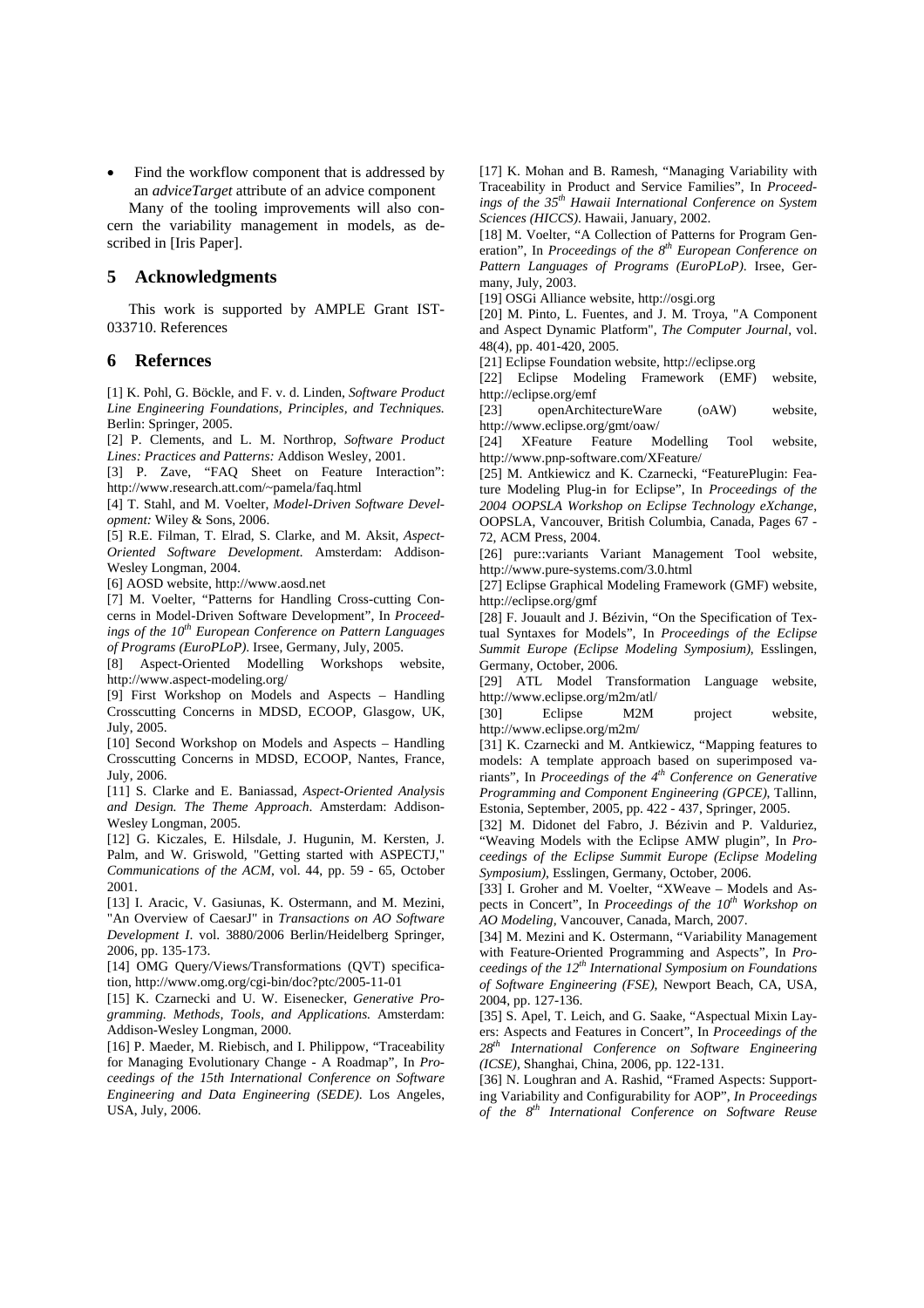- Find the workflow component that is addressed by an *adviceTarget* attribute of an advice component

Many of the tooling improvements will also concern the variability management in models, as described in [Iris Paper].

## 5 Acknowledgments

This work is supported by AMPLE Grant IST-033710. References

## 6 Refernces

[1] K. Pohl, G. Böckle, and F. v. d. Linden, *Software Product Line Engineering Foundations, Principles, and Techniques.* Berlin: Springer, 2005.

[2] P. Clements, and L. M. Northrop, *Software Product Lines: Practices and Patterns:* Addison Wesley, 2001.

[3] P. Zave, "FAQ Sheet on Feature Interaction": http://www.research.att.com/~pamela/faq.html

[4] T. Stahl, and M. Voelter, *Model-Driven Software Development:* Wiley & Sons, 2006.

[5] R.E. Filman, T. Elrad, S. Clarke, and M. Aksit, *Aspect-Oriented Software Development*. Amsterdam: Addison-Wesley Longman, 2004.

[6] AOSD website, http://www.aosd.net

[7] M. Voelter, "Patterns for Handling Cross-cutting Concerns in Model-Driven Software Development", In *Proceedings of the 10th European Conference on Pattern Languages of Programs (EuroPLoP)*. Irsee, Germany, July, 2005.

[8] Aspect-Oriented Modelling Workshops website, http://www.aspect-modeling.org/

[9] First Workshop on Models and Aspects – Handling Crosscutting Concerns in MDSD, ECOOP, Glasgow, UK, July, 2005.

[10] Second Workshop on Models and Aspects – Handling Crosscutting Concerns in MDSD, ECOOP, Nantes, France, July, 2006.

[11] S. Clarke and E. Baniassad, *Aspect-Oriented Analysis and Design. The Theme Approach*. Amsterdam: Addison-Wesley Longman, 2005.

[12] G. Kiczales, E. Hilsdale, J. Hugunin, M. Kersten, J. Palm, and W. Griswold, "Getting started with ASPECTJ," *Communications of the ACM*, vol. 44, pp. 59 - 65, October 2001.

[13] I. Aracic, V. Gasiunas, K. Ostermann, and M. Mezini, "An Overview of CaesarJ" in *Transactions on AO Software Development I*. vol. 3880/2006 Berlin/Heidelberg Springer, 2006, pp. 135-173.

[14] OMG Query/Views/Transformations (QVT) specification, http://www.omg.org/cgi-bin/doc?ptc/2005-11-01

[15] K. Czarnecki and U. W. Eisenecker, *Generative Programming. Methods, Tools, and Applications.* Amsterdam: Addison-Wesley Longman, 2000.

[16] P. Maeder, M. Riebisch, and I. Philippow, "Traceability for Managing Evolutionary Change - A Roadmap", In *Proceedings of the 15th International Conference on Software Engineering and Data Engineering (SEDE)*. Los Angeles, USA, July, 2006.

[17] K. Mohan and B. Ramesh, "Managing Variability with Traceability in Product and Service Families", In *Proceedings of the 35th Hawaii International Conference on System Sciences (HICCS)*. Hawaii, January, 2002.

[18] M. Voelter, "A Collection of Patterns for Program Generation", In *Proceedings of the 8th European Conference on Pattern Languages of Programs (EuroPLoP)*. Irsee, Germany, July, 2003.

[19] OSGi Alliance website, http://osgi.org

[20] M. Pinto, L. Fuentes, and J. M. Troya, "A Component and Aspect Dynamic Platform", *The Computer Journal*, vol. 48(4), pp. 401-420, 2005.

[21] Eclipse Foundation website, http://eclipse.org

[22] Eclipse Modeling Framework (EMF) website, http://eclipse.org/emf

[23] openArchitectureWare (oAW) website, http://www.eclipse.org/gmt/oaw/

[24] XFeature Feature Modelling Tool website, http://www.pnp-software.com/XFeature/

[25] M. Antkiewicz and K. Czarnecki, "FeaturePlugin: Feature Modeling Plug-in for Eclipse", In *Proceedings of the 2004 OOPSLA Workshop on Eclipse Technology eXchange*, OOPSLA, Vancouver, British Columbia, Canada, Pages 67 - 72, ACM Press, 2004.

[26] pure::variants Variant Management Tool website, http://www.pure-systems.com/3.0.html

[27] Eclipse Graphical Modeling Framework (GMF) website, http://eclipse.org/gmf

[28] F. Jouault and J. Bézivin, "On the Specification of Textual Syntaxes for Models", In *Proceedings of the Eclipse Summit Europe (Eclipse Modeling Symposium),* Esslingen, Germany, October, 2006.

[29] ATL Model Transformation Language website, http://www.eclipse.org/m2m/atl/

[30] Eclipse M2M project website, http://www.eclipse.org/m2m/

[31] K. Czarnecki and M. Antkiewicz, "Mapping features to models: A template approach based on superimposed variants", In *Proceedings of the 4th Conference on Generative Programming and Component Engineering (GPCE)*, Tallinn, Estonia, September, 2005, pp. 422 - 437, Springer, 2005.

[32] M. Didonet del Fabro, J. Bézivin and P. Valduriez, "Weaving Models with the Eclipse AMW plugin", In *Proceedings of the Eclipse Summit Europe (Eclipse Modeling Symposium)*, Esslingen, Germany, October, 2006.

[33] I. Groher and M. Voelter, "XWeave – Models and Aspects in Concert", In *Proceedings of the 10th Workshop on AO Modeling,* Vancouver, Canada, March, 2007.

[34] M. Mezini and K. Ostermann, "Variability Management with Feature-Oriented Programming and Aspects", In *Proceedings of the 12th International Symposium on Foundations of Software Engineering (FSE)*, Newport Beach, CA, USA, 2004, pp. 127-136.

[35] S. Apel, T. Leich, and G. Saake, "Aspectual Mixin Layers: Aspects and Features in Concert", In *Proceedings of the 28th International Conference on Software Engineering (ICSE)*, Shanghai, China, 2006, pp. 122-131.

[36] N. Loughran and A. Rashid, "Framed Aspects: Supporting Variability and Configurability for AOP", *In Proceedings of the 8th International Conference on Software Reuse*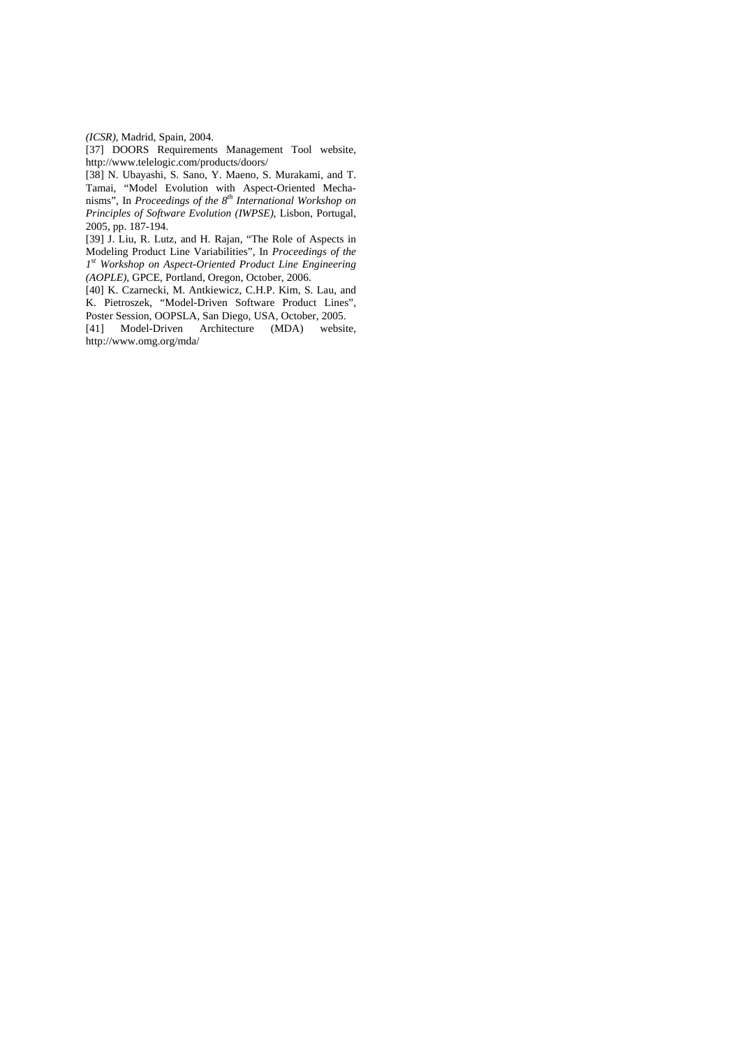*(ICSR)*, Madrid, Spain, 2004.

[37] DOORS Requirements Management Tool website, http://www.telelogic.com/products/doors/

[38] N. Ubayashi, S. Sano, Y. Maeno, S. Murakami, and T. Tamai, "Model Evolution with Aspect-Oriented Mechanisms", In *Proceedings of the 8th International Workshop on Principles of Software Evolution (IWPSE)*, Lisbon, Portugal, 2005, pp. 187-194.

[39] J. Liu, R. Lutz, and H. Rajan, "The Role of Aspects in Modeling Product Line Variabilities", In *Proceedings of the 1st Workshop on Aspect-Oriented Product Line Engineering (AOPLE)*, GPCE, Portland, Oregon, October, 2006.

[40] K. Czarnecki, M. Antkiewicz, C.H.P. Kim, S. Lau, and K. Pietroszek, "Model-Driven Software Product Lines", Poster Session, OOPSLA, San Diego, USA, October, 2005.

[41] Model-Driven Architecture (MDA) website, http://www.omg.org/mda/